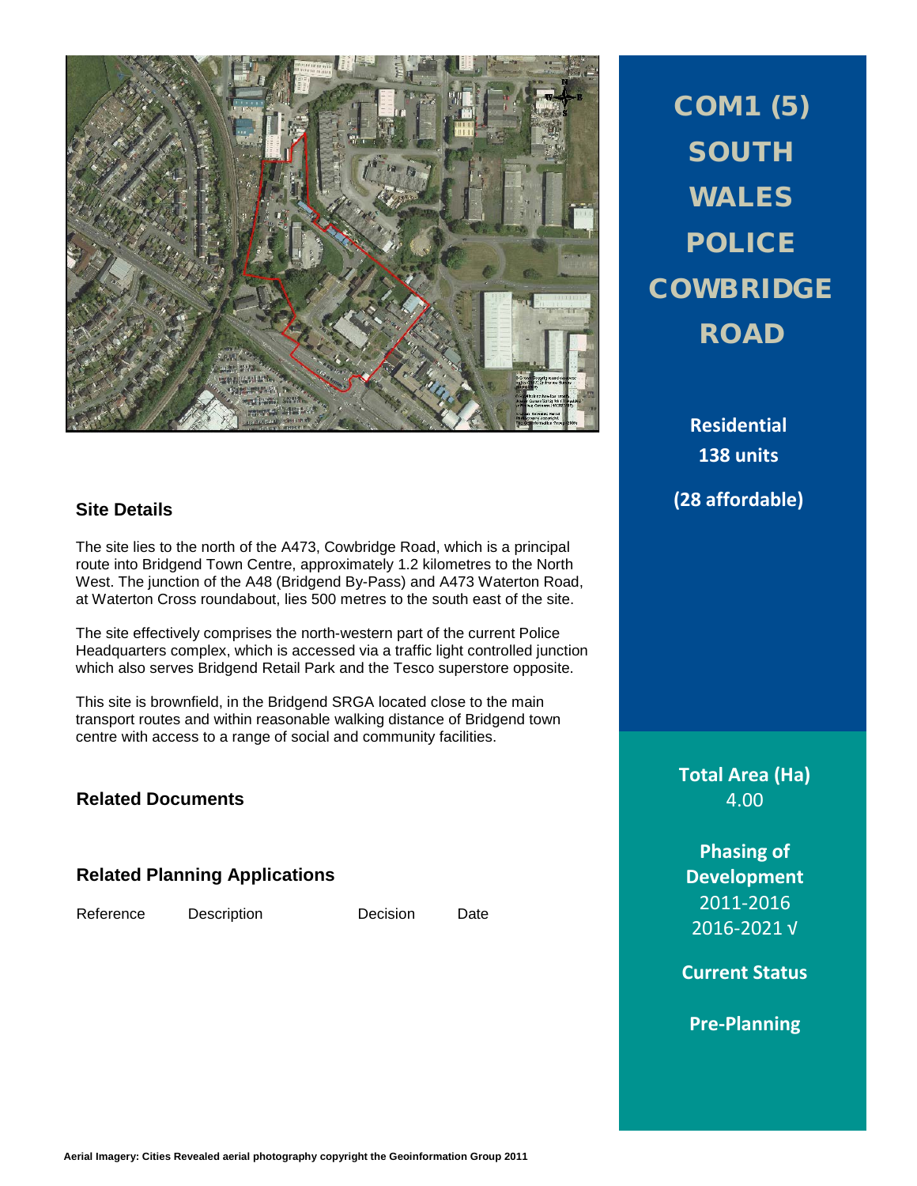# COM1 (5) SOUTH WALES POLICE COWBRIDGE ROAD

**Residential**
**138 units**

**(28 affordable)**

## Site Details

The site lies to the north of the A473, Cowbridge Road, which is a principal route into Bridgend Town Centre, approximately 1.2 kilometres to the North West. The junction of the A48 (Bridgend By-Pass) and A473 Waterton Road, at Waterton Cross roundabout, lies 500 metres to the south east of the site.

The site effectively comprises the north-western part of the current Police Headquarters complex, which is accessed via a traffic light controlled junction which also serves Bridgend Retail Park and the Tesco superstore opposite.

This site is brownfield, in the Bridgend SRGA located close to the main transport routes and within reasonable walking distance of Bridgend town centre with access to a range of social and community facilities.

**Total Area (Ha)**
4.00

**Phasing of Development**
2011-2016
2016-2021 √

**Current Status**

**Pre-Planning**

## Related Documents

## Related Planning Applications

| Reference | Description | Decision | Date |
|---|---|---|---|

Aerial Imagery: Cities Revealed aerial photography copyright the Geoinformation Group 2011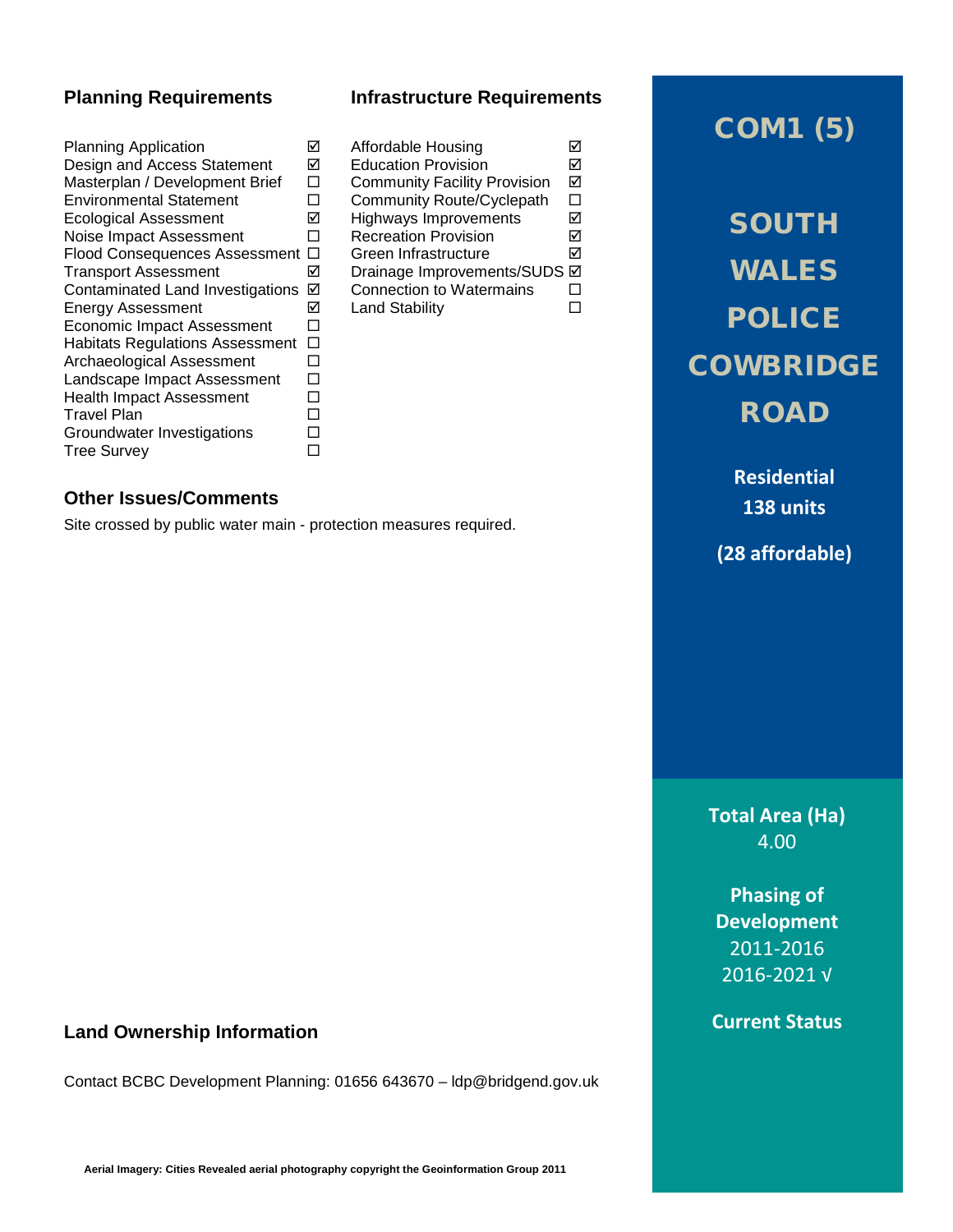## Planning Requirements

| | |
|---|---|
| Planning Application | ☑ |
| Design and Access Statement | ☑ |
| Masterplan / Development Brief | ☐ |
| Environmental Statement | ☐ |
| Ecological Assessment | ☑ |
| Noise Impact Assessment | ☐ |
| Flood Consequences Assessment | ☐ |
| Transport Assessment | ☑ |
| Contaminated Land Investigations | ☑ |
| Energy Assessment | ☑ |
| Economic Impact Assessment | ☐ |
| Habitats Regulations Assessment | ☐ |
| Archaeological Assessment | ☐ |
| Landscape Impact Assessment | ☐ |
| Health Impact Assessment | ☐ |
| Travel Plan | ☐ |
| Groundwater Investigations | ☐ |
| Tree Survey | ☐ |

## Infrastructure Requirements

| | |
|---|---|
| Affordable Housing | ☑ |
| Education Provision | ☑ |
| Community Facility Provision | ☑ |
| Community Route/Cyclepath | ☐ |
| Highways Improvements | ☑ |
| Recreation Provision | ☑ |
| Green Infrastructure | ☑ |
| Drainage Improvements/SUDS | ☑ |
| Connection to Watermains | ☐ |
| Land Stability | ☐ |

## Other Issues/Comments

Site crossed by public water main - protection measures required.

## Land Ownership Information

Contact BCBC Development Planning: 01656 643670 – ldp@bridgend.gov.uk

**Aerial Imagery: Cities Revealed aerial photography copyright the Geoinformation Group 2011**

# COM1 (5)

# SOUTH WALES POLICE COWBRIDGE ROAD

**Residential**
**138 units**

**(28 affordable)**

**Total Area (Ha)**
4.00

**Phasing of Development**
2011-2016
2016-2021 √

**Current Status**